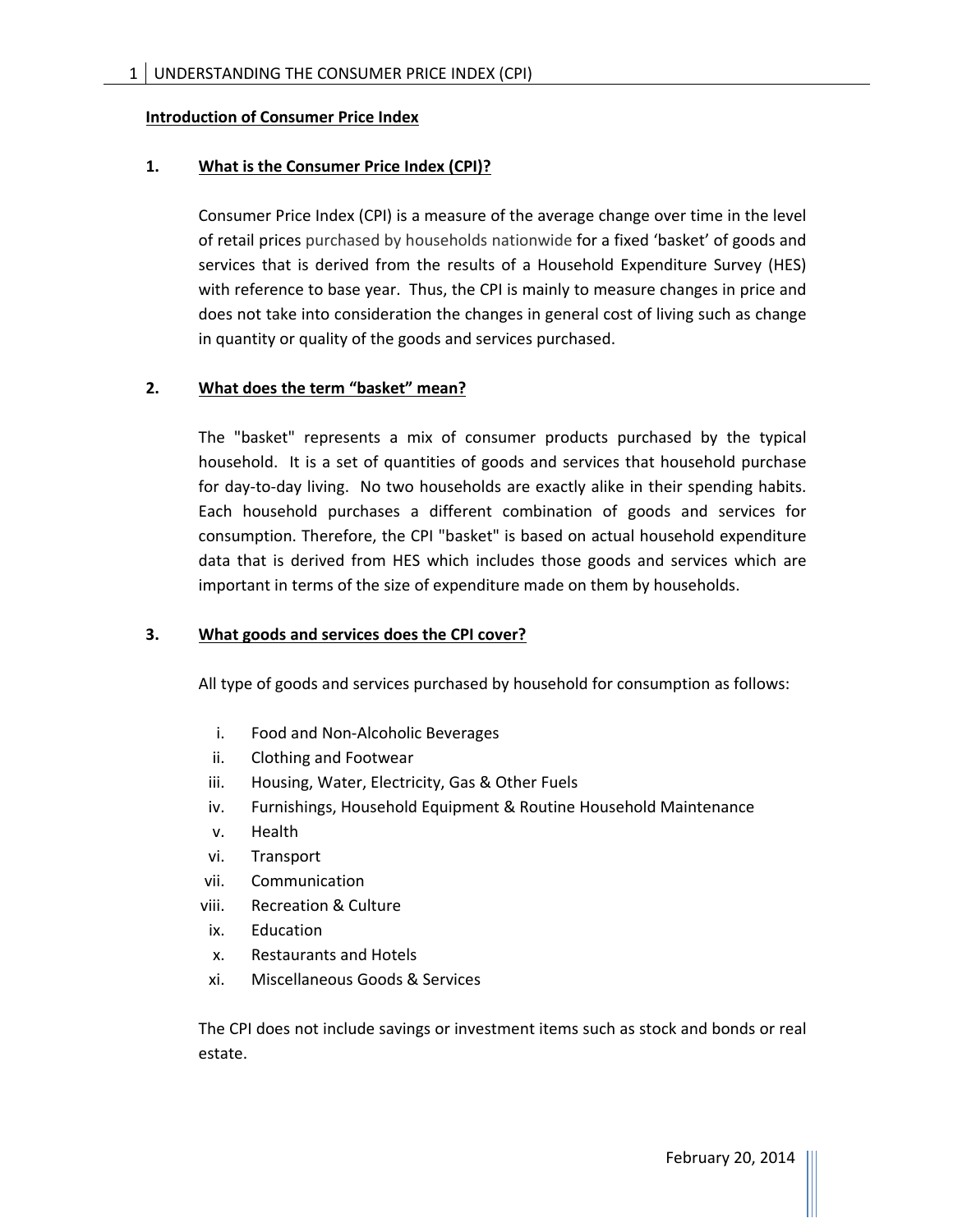## Introduction of Consumer Price Index

### 1. What is the Consumer Price Index (CPI)?

Consumer Price Index (CPI) is a measure of the average change over time in the level of retail prices purchased by households nationwide for a fixed 'basket' of goods and services that is derived from the results of a Household Expenditure Survey (HES) with reference to base year. Thus, the CPI is mainly to measure changes in price and does not take into consideration the changes in general cost of living such as change in quantity or quality of the goods and services purchased.

### 2. What does the term "basket" mean?

The "basket" represents a mix of consumer products purchased by the typical household. It is a set of quantities of goods and services that household purchase for day-to-day living. No two households are exactly alike in their spending habits. Each household purchases a different combination of goods and services for consumption. Therefore, the CPI "basket" is based on actual household expenditure data that is derived from HES which includes those goods and services which are important in terms of the size of expenditure made on them by households.

### 3. What goods and services does the CPI cover?

All type of goods and services purchased by household for consumption as follows:

i. Food and Non-Alcoholic Beverages
ii. Clothing and Footwear
iii. Housing, Water, Electricity, Gas & Other Fuels
iv. Furnishings, Household Equipment & Routine Household Maintenance
v. Health
vi. Transport
vii. Communication
viii. Recreation & Culture
ix. Education
x. Restaurants and Hotels
xi. Miscellaneous Goods & Services

The CPI does not include savings or investment items such as stock and bonds or real estate.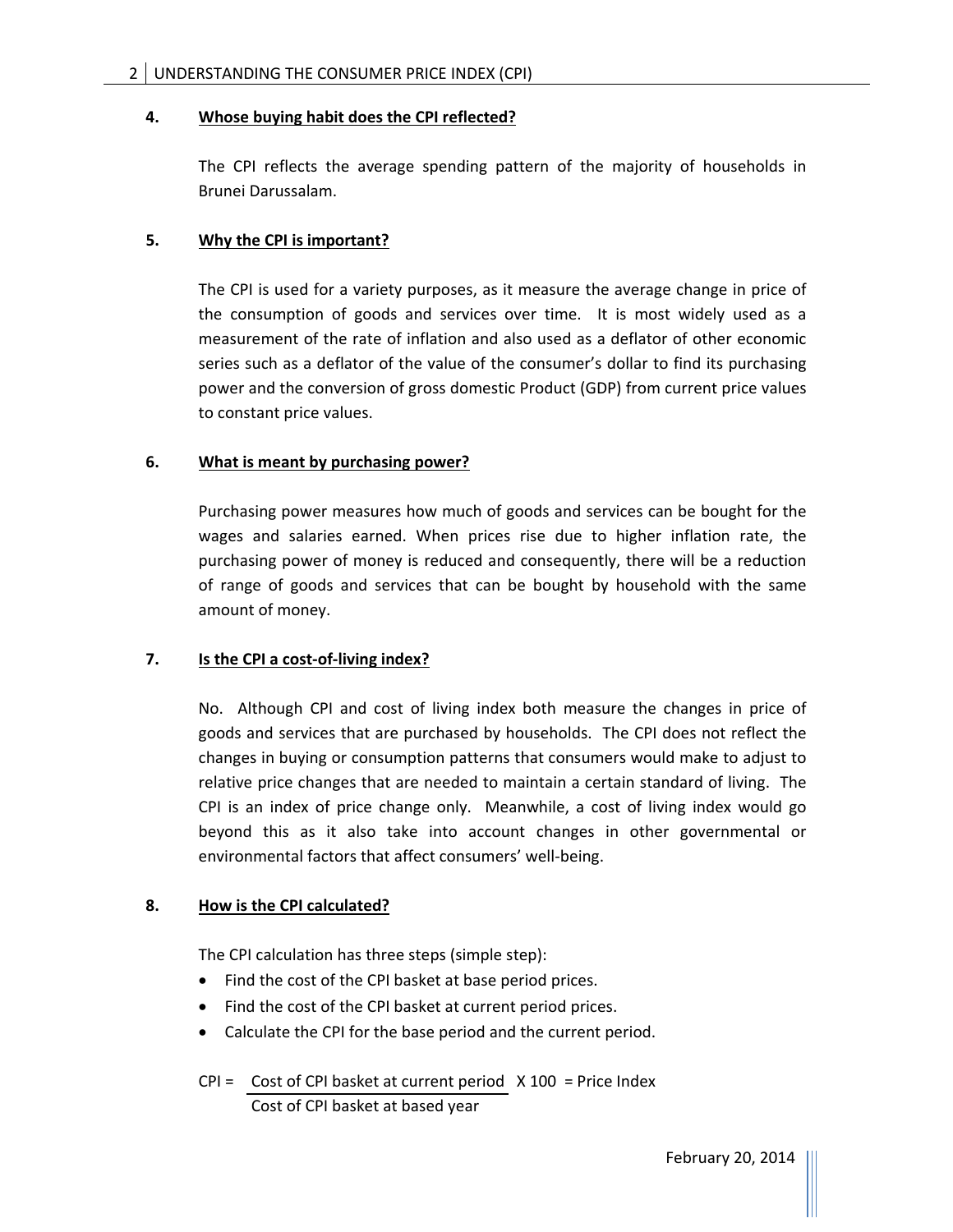**4. Whose buying habit does the CPI reflected?**

The CPI reflects the average spending pattern of the majority of households in Brunei Darussalam.

**5. Why the CPI is important?**

The CPI is used for a variety purposes, as it measure the average change in price of the consumption of goods and services over time. It is most widely used as a measurement of the rate of inflation and also used as a deflator of other economic series such as a deflator of the value of the consumer's dollar to find its purchasing power and the conversion of gross domestic Product (GDP) from current price values to constant price values.

**6. What is meant by purchasing power?**

Purchasing power measures how much of goods and services can be bought for the wages and salaries earned. When prices rise due to higher inflation rate, the purchasing power of money is reduced and consequently, there will be a reduction of range of goods and services that can be bought by household with the same amount of money.

**7. Is the CPI a cost-of-living index?**

No. Although CPI and cost of living index both measure the changes in price of goods and services that are purchased by households. The CPI does not reflect the changes in buying or consumption patterns that consumers would make to adjust to relative price changes that are needed to maintain a certain standard of living. The CPI is an index of price change only. Meanwhile, a cost of living index would go beyond this as it also take into account changes in other governmental or environmental factors that affect consumers' well-being.

**8. How is the CPI calculated?**

The CPI calculation has three steps (simple step):

- Find the cost of the CPI basket at base period prices.
- Find the cost of the CPI basket at current period prices.
- Calculate the CPI for the base period and the current period.

$$\text{CPI} = \frac{\text{Cost of CPI basket at current period}}{\text{Cost of CPI basket at based year}} \times 100 = \text{Price Index}$$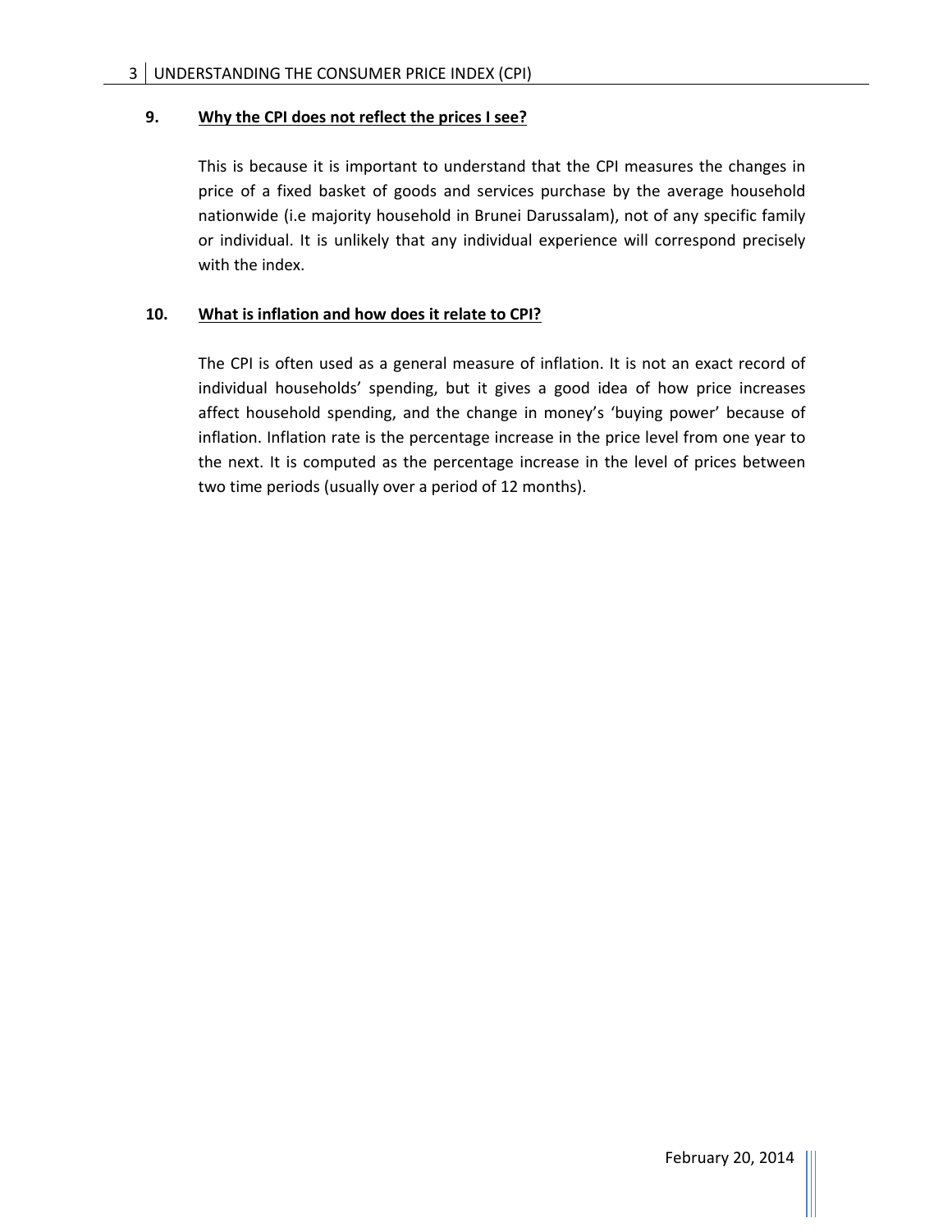**9. Why the CPI does not reflect the prices I see?**

This is because it is important to understand that the CPI measures the changes in price of a fixed basket of goods and services purchase by the average household nationwide (i.e majority household in Brunei Darussalam), not of any specific family or individual. It is unlikely that any individual experience will correspond precisely with the index.

**10. What is inflation and how does it relate to CPI?**

The CPI is often used as a general measure of inflation. It is not an exact record of individual households' spending, but it gives a good idea of how price increases affect household spending, and the change in money's 'buying power' because of inflation. Inflation rate is the percentage increase in the price level from one year to the next. It is computed as the percentage increase in the level of prices between two time periods (usually over a period of 12 months).